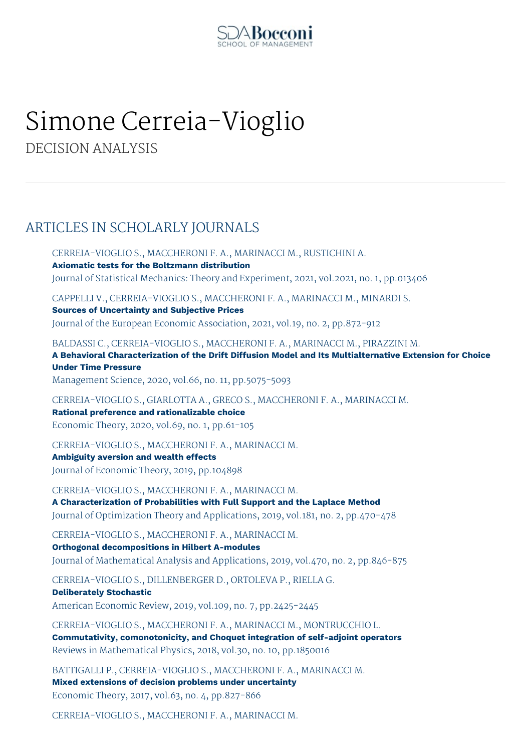SDA Bocconi
SCHOOL OF MANAGEMENT

# Simone Cerreia-Vioglio

DECISION ANALYSIS

## ARTICLES IN SCHOLARLY JOURNALS

CERREIA-VIOGLIO S., MACCHERONI F. A., MARINACCI M., RUSTICHINI A.
**Axiomatic tests for the Boltzmann distribution**
Journal of Statistical Mechanics: Theory and Experiment, 2021, vol.2021, no. 1, pp.013406

CAPPELLI V., CERREIA-VIOGLIO S., MACCHERONI F. A., MARINACCI M., MINARDI S.
**Sources of Uncertainty and Subjective Prices**
Journal of the European Economic Association, 2021, vol.19, no. 2, pp.872-912

BALDASSI C., CERREIA-VIOGLIO S., MACCHERONI F. A., MARINACCI M., PIRAZZINI M.
**A Behavioral Characterization of the Drift Diffusion Model and Its Multialternative Extension for Choice Under Time Pressure**
Management Science, 2020, vol.66, no. 11, pp.5075-5093

CERREIA-VIOGLIO S., GIARLOTTA A., GRECO S., MACCHERONI F. A., MARINACCI M.
**Rational preference and rationalizable choice**
Economic Theory, 2020, vol.69, no. 1, pp.61-105

CERREIA-VIOGLIO S., MACCHERONI F. A., MARINACCI M.
**Ambiguity aversion and wealth effects**
Journal of Economic Theory, 2019, pp.104898

CERREIA-VIOGLIO S., MACCHERONI F. A., MARINACCI M.
**A Characterization of Probabilities with Full Support and the Laplace Method**
Journal of Optimization Theory and Applications, 2019, vol.181, no. 2, pp.470-478

CERREIA-VIOGLIO S., MACCHERONI F. A., MARINACCI M.
**Orthogonal decompositions in Hilbert A-modules**
Journal of Mathematical Analysis and Applications, 2019, vol.470, no. 2, pp.846-875

CERREIA-VIOGLIO S., DILLENBERGER D., ORTOLEVA P., RIELLA G.
**Deliberately Stochastic**
American Economic Review, 2019, vol.109, no. 7, pp.2425-2445

CERREIA-VIOGLIO S., MACCHERONI F. A., MARINACCI M., MONTRUCCHIO L.
**Commutativity, comonotonicity, and Choquet integration of self-adjoint operators**
Reviews in Mathematical Physics, 2018, vol.30, no. 10, pp.1850016

BATTIGALLI P., CERREIA-VIOGLIO S., MACCHERONI F. A., MARINACCI M.
**Mixed extensions of decision problems under uncertainty**
Economic Theory, 2017, vol.63, no. 4, pp.827-866

CERREIA-VIOGLIO S., MACCHERONI F. A., MARINACCI M.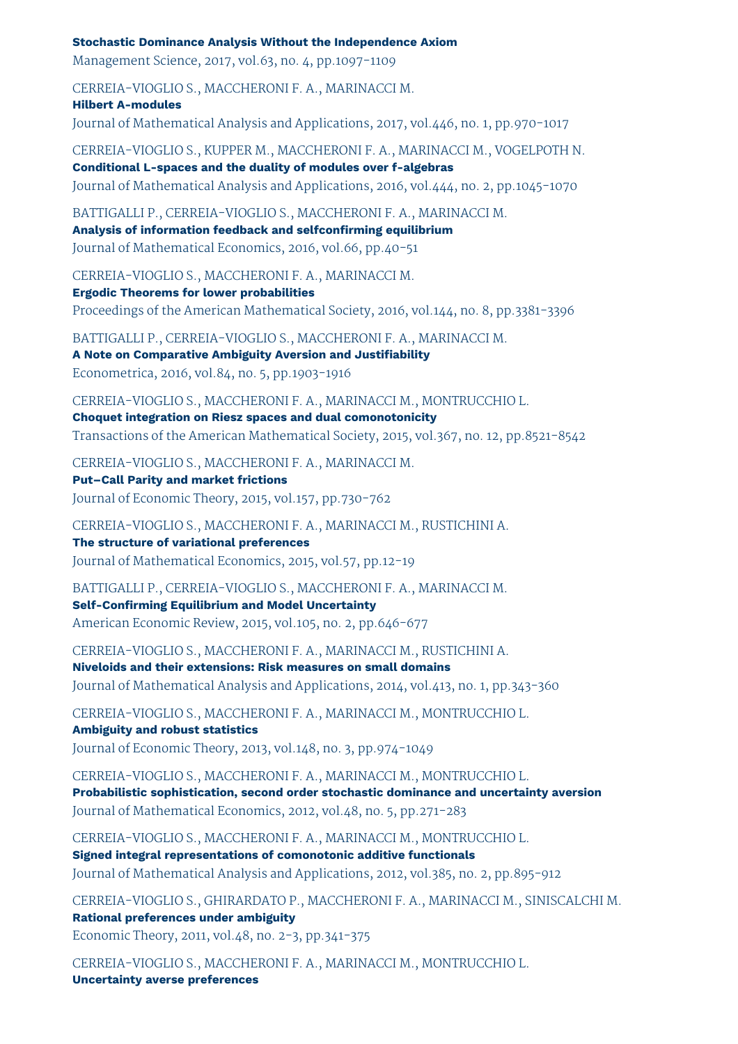**Stochastic Dominance Analysis Without the Independence Axiom**
Management Science, 2017, vol.63, no. 4, pp.1097-1109

CERREIA-VIOGLIO S., MACCHERONI F. A., MARINACCI M.
**Hilbert A-modules**
Journal of Mathematical Analysis and Applications, 2017, vol.446, no. 1, pp.970-1017

CERREIA-VIOGLIO S., KUPPER M., MACCHERONI F. A., MARINACCI M., VOGELPOTH N.
**Conditional L-spaces and the duality of modules over f-algebras**
Journal of Mathematical Analysis and Applications, 2016, vol.444, no. 2, pp.1045-1070

BATTIGALLI P., CERREIA-VIOGLIO S., MACCHERONI F. A., MARINACCI M.
**Analysis of information feedback and selfconfirming equilibrium**
Journal of Mathematical Economics, 2016, vol.66, pp.40-51

CERREIA-VIOGLIO S., MACCHERONI F. A., MARINACCI M.
**Ergodic Theorems for lower probabilities**
Proceedings of the American Mathematical Society, 2016, vol.144, no. 8, pp.3381-3396

BATTIGALLI P., CERREIA-VIOGLIO S., MACCHERONI F. A., MARINACCI M.
**A Note on Comparative Ambiguity Aversion and Justifiability**
Econometrica, 2016, vol.84, no. 5, pp.1903-1916

CERREIA-VIOGLIO S., MACCHERONI F. A., MARINACCI M., MONTRUCCHIO L.
**Choquet integration on Riesz spaces and dual comonotonicity**
Transactions of the American Mathematical Society, 2015, vol.367, no. 12, pp.8521-8542

CERREIA-VIOGLIO S., MACCHERONI F. A., MARINACCI M.
**Put–Call Parity and market frictions**
Journal of Economic Theory, 2015, vol.157, pp.730-762

CERREIA-VIOGLIO S., MACCHERONI F. A., MARINACCI M., RUSTICHINI A.
**The structure of variational preferences**
Journal of Mathematical Economics, 2015, vol.57, pp.12-19

BATTIGALLI P., CERREIA-VIOGLIO S., MACCHERONI F. A., MARINACCI M.
**Self-Confirming Equilibrium and Model Uncertainty**
American Economic Review, 2015, vol.105, no. 2, pp.646-677

CERREIA-VIOGLIO S., MACCHERONI F. A., MARINACCI M., RUSTICHINI A.
**Niveloids and their extensions: Risk measures on small domains**
Journal of Mathematical Analysis and Applications, 2014, vol.413, no. 1, pp.343-360

CERREIA-VIOGLIO S., MACCHERONI F. A., MARINACCI M., MONTRUCCHIO L.
**Ambiguity and robust statistics**
Journal of Economic Theory, 2013, vol.148, no. 3, pp.974-1049

CERREIA-VIOGLIO S., MACCHERONI F. A., MARINACCI M., MONTRUCCHIO L.
**Probabilistic sophistication, second order stochastic dominance and uncertainty aversion**
Journal of Mathematical Economics, 2012, vol.48, no. 5, pp.271-283

CERREIA-VIOGLIO S., MACCHERONI F. A., MARINACCI M., MONTRUCCHIO L.
**Signed integral representations of comonotonic additive functionals**
Journal of Mathematical Analysis and Applications, 2012, vol.385, no. 2, pp.895-912

CERREIA-VIOGLIO S., GHIRARDATO P., MACCHERONI F. A., MARINACCI M., SINISCALCHI M.
**Rational preferences under ambiguity**
Economic Theory, 2011, vol.48, no. 2-3, pp.341-375

CERREIA-VIOGLIO S., MACCHERONI F. A., MARINACCI M., MONTRUCCHIO L.
**Uncertainty averse preferences**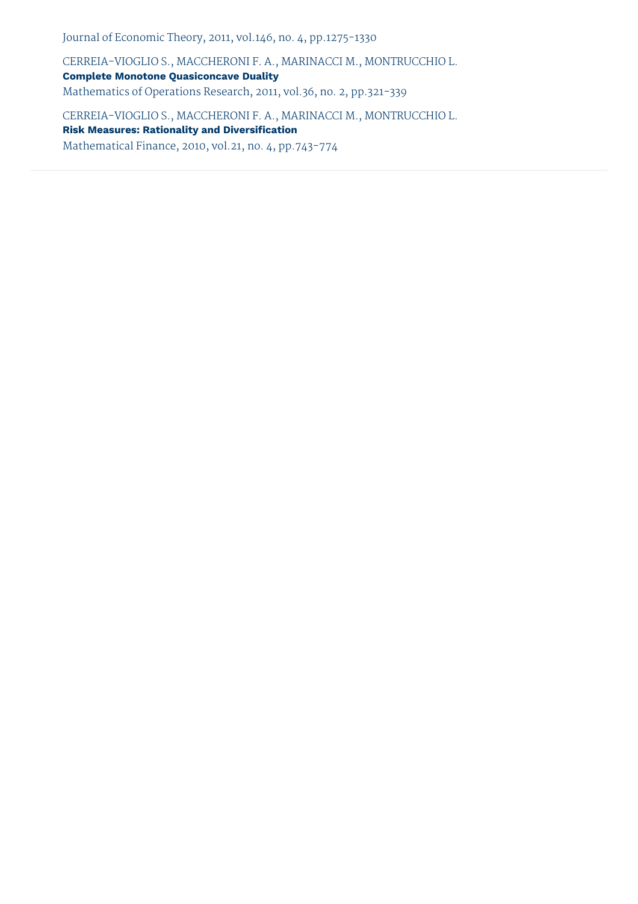Journal of Economic Theory, 2011, vol.146, no. 4, pp.1275-1330

CERREIA-VIOGLIO S., MACCHERONI F. A., MARINACCI M., MONTRUCCHIO L.
**Complete Monotone Quasiconcave Duality**
Mathematics of Operations Research, 2011, vol.36, no. 2, pp.321-339

CERREIA-VIOGLIO S., MACCHERONI F. A., MARINACCI M., MONTRUCCHIO L.
**Risk Measures: Rationality and Diversification**
Mathematical Finance, 2010, vol.21, no. 4, pp.743-774